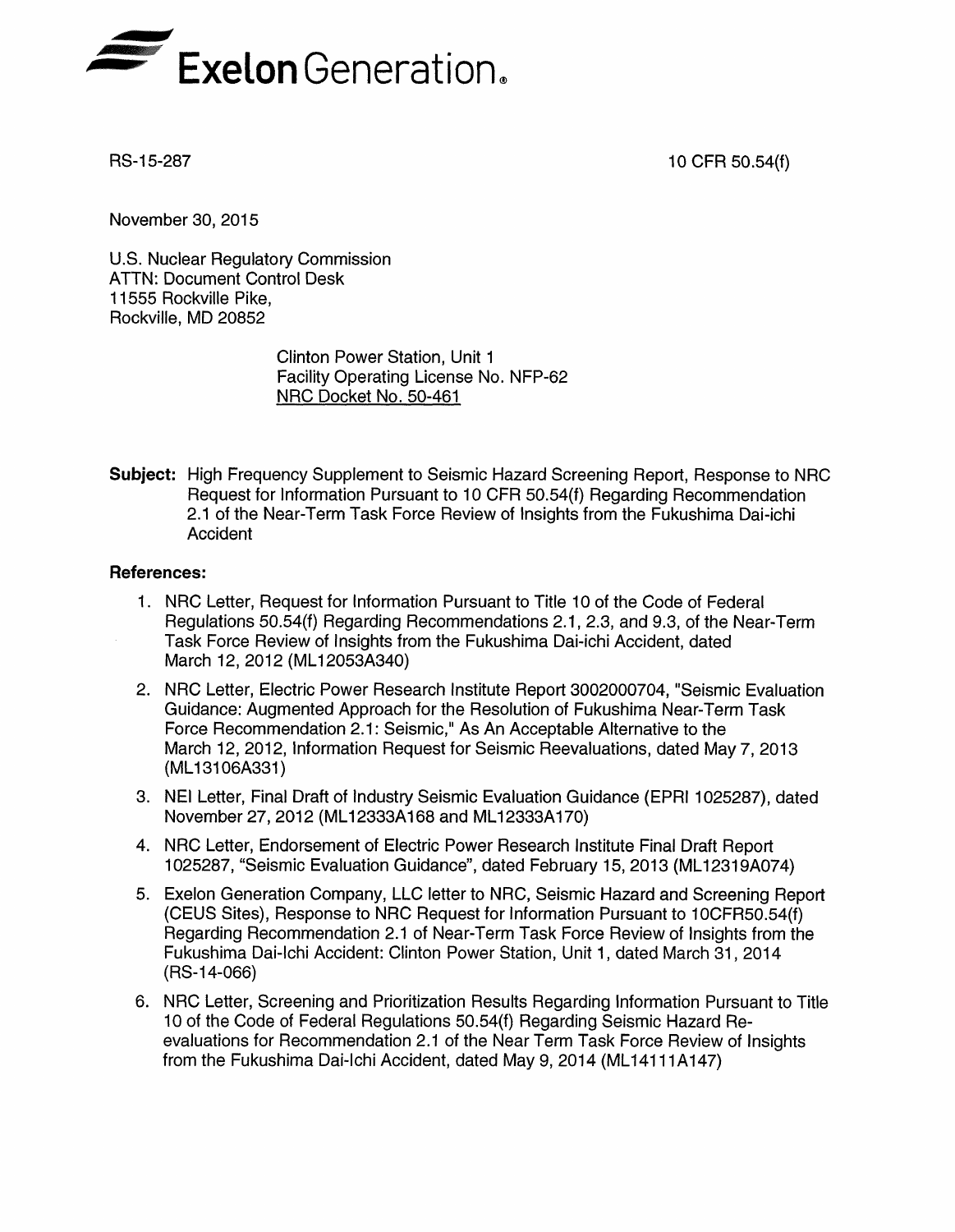Exelon Generation.

RS-15-287

10 CFR 50.54(f)

November 30, 2015

U.S. Nuclear Regulatory Commission
ATTN: Document Control Desk
11555 Rockville Pike,
Rockville, MD 20852

Clinton Power Station, Unit 1
Facility Operating License No. NFP-62
NRC Docket No. 50-461

**Subject:** High Frequency Supplement to Seismic Hazard Screening Report, Response to NRC Request for Information Pursuant to 10 CFR 50.54(f) Regarding Recommendation 2.1 of the Near-Term Task Force Review of Insights from the Fukushima Dai-ichi Accident

**References:**

1. NRC Letter, Request for Information Pursuant to Title 10 of the Code of Federal Regulations 50.54(f) Regarding Recommendations 2.1, 2.3, and 9.3, of the Near-Term Task Force Review of Insights from the Fukushima Dai-ichi Accident, dated March 12, 2012 (ML12053A340)
2. NRC Letter, Electric Power Research Institute Report 3002000704, "Seismic Evaluation Guidance: Augmented Approach for the Resolution of Fukushima Near-Term Task Force Recommendation 2.1: Seismic," As An Acceptable Alternative to the March 12, 2012, Information Request for Seismic Reevaluations, dated May 7, 2013 (ML13106A331)
3. NEI Letter, Final Draft of Industry Seismic Evaluation Guidance (EPRI 1025287), dated November 27, 2012 (ML12333A168 and ML12333A170)
4. NRC Letter, Endorsement of Electric Power Research Institute Final Draft Report 1025287, "Seismic Evaluation Guidance", dated February 15, 2013 (ML12319A074)
5. Exelon Generation Company, LLC letter to NRC, Seismic Hazard and Screening Report (CEUS Sites), Response to NRC Request for Information Pursuant to 10CFR50.54(f) Regarding Recommendation 2.1 of Near-Term Task Force Review of Insights from the Fukushima Dai-Ichi Accident: Clinton Power Station, Unit 1, dated March 31, 2014 (RS-14-066)
6. NRC Letter, Screening and Prioritization Results Regarding Information Pursuant to Title 10 of the Code of Federal Regulations 50.54(f) Regarding Seismic Hazard Re-evaluations for Recommendation 2.1 of the Near Term Task Force Review of Insights from the Fukushima Dai-Ichi Accident, dated May 9, 2014 (ML14111A147)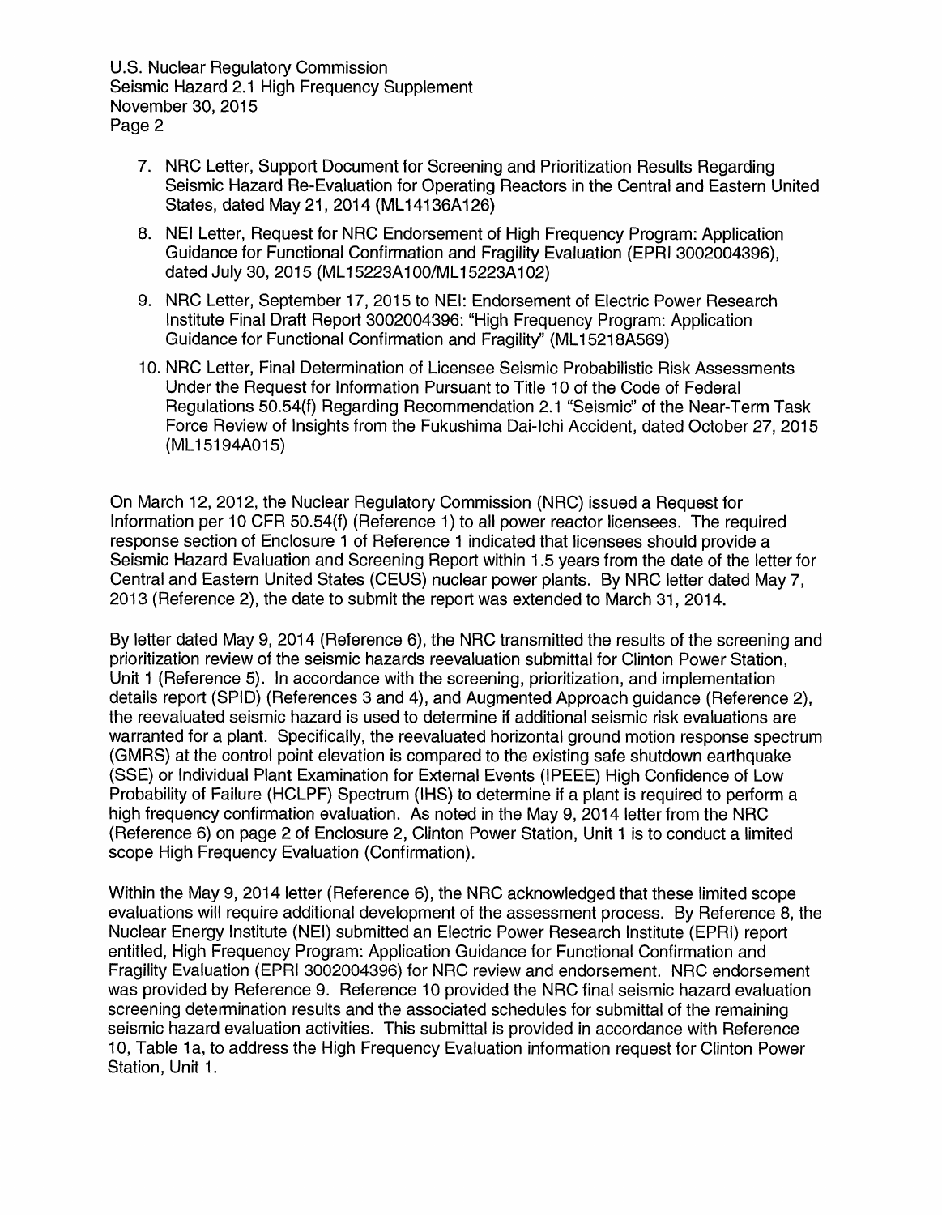7. NRC Letter, Support Document for Screening and Prioritization Results Regarding Seismic Hazard Re-Evaluation for Operating Reactors in the Central and Eastern United States, dated May 21, 2014 (ML14136A126)
8. NEI Letter, Request for NRC Endorsement of High Frequency Program: Application Guidance for Functional Confirmation and Fragility Evaluation (EPRI 3002004396), dated July 30, 2015 (ML15223A100/ML15223A102)
9. NRC Letter, September 17, 2015 to NEI: Endorsement of Electric Power Research Institute Final Draft Report 3002004396: "High Frequency Program: Application Guidance for Functional Confirmation and Fragility" (ML15218A569)
10. NRC Letter, Final Determination of Licensee Seismic Probabilistic Risk Assessments Under the Request for Information Pursuant to Title 10 of the Code of Federal Regulations 50.54(f) Regarding Recommendation 2.1 "Seismic" of the Near-Term Task Force Review of Insights from the Fukushima Dai-Ichi Accident, dated October 27, 2015 (ML15194A015)

On March 12, 2012, the Nuclear Regulatory Commission (NRC) issued a Request for Information per 10 CFR 50.54(f) (Reference 1) to all power reactor licensees. The required response section of Enclosure 1 of Reference 1 indicated that licensees should provide a Seismic Hazard Evaluation and Screening Report within 1.5 years from the date of the letter for Central and Eastern United States (CEUS) nuclear power plants. By NRC letter dated May 7, 2013 (Reference 2), the date to submit the report was extended to March 31, 2014.

By letter dated May 9, 2014 (Reference 6), the NRC transmitted the results of the screening and prioritization review of the seismic hazards reevaluation submittal for Clinton Power Station, Unit 1 (Reference 5). In accordance with the screening, prioritization, and implementation details report (SPID) (References 3 and 4), and Augmented Approach guidance (Reference 2), the reevaluated seismic hazard is used to determine if additional seismic risk evaluations are warranted for a plant. Specifically, the reevaluated horizontal ground motion response spectrum (GMRS) at the control point elevation is compared to the existing safe shutdown earthquake (SSE) or Individual Plant Examination for External Events (IPEEE) High Confidence of Low Probability of Failure (HCLPF) Spectrum (IHS) to determine if a plant is required to perform a high frequency confirmation evaluation. As noted in the May 9, 2014 letter from the NRC (Reference 6) on page 2 of Enclosure 2, Clinton Power Station, Unit 1 is to conduct a limited scope High Frequency Evaluation (Confirmation).

Within the May 9, 2014 letter (Reference 6), the NRC acknowledged that these limited scope evaluations will require additional development of the assessment process. By Reference 8, the Nuclear Energy Institute (NEI) submitted an Electric Power Research Institute (EPRI) report entitled, High Frequency Program: Application Guidance for Functional Confirmation and Fragility Evaluation (EPRI 3002004396) for NRC review and endorsement. NRC endorsement was provided by Reference 9. Reference 10 provided the NRC final seismic hazard evaluation screening determination results and the associated schedules for submittal of the remaining seismic hazard evaluation activities. This submittal is provided in accordance with Reference 10, Table 1a, to address the High Frequency Evaluation information request for Clinton Power Station, Unit 1.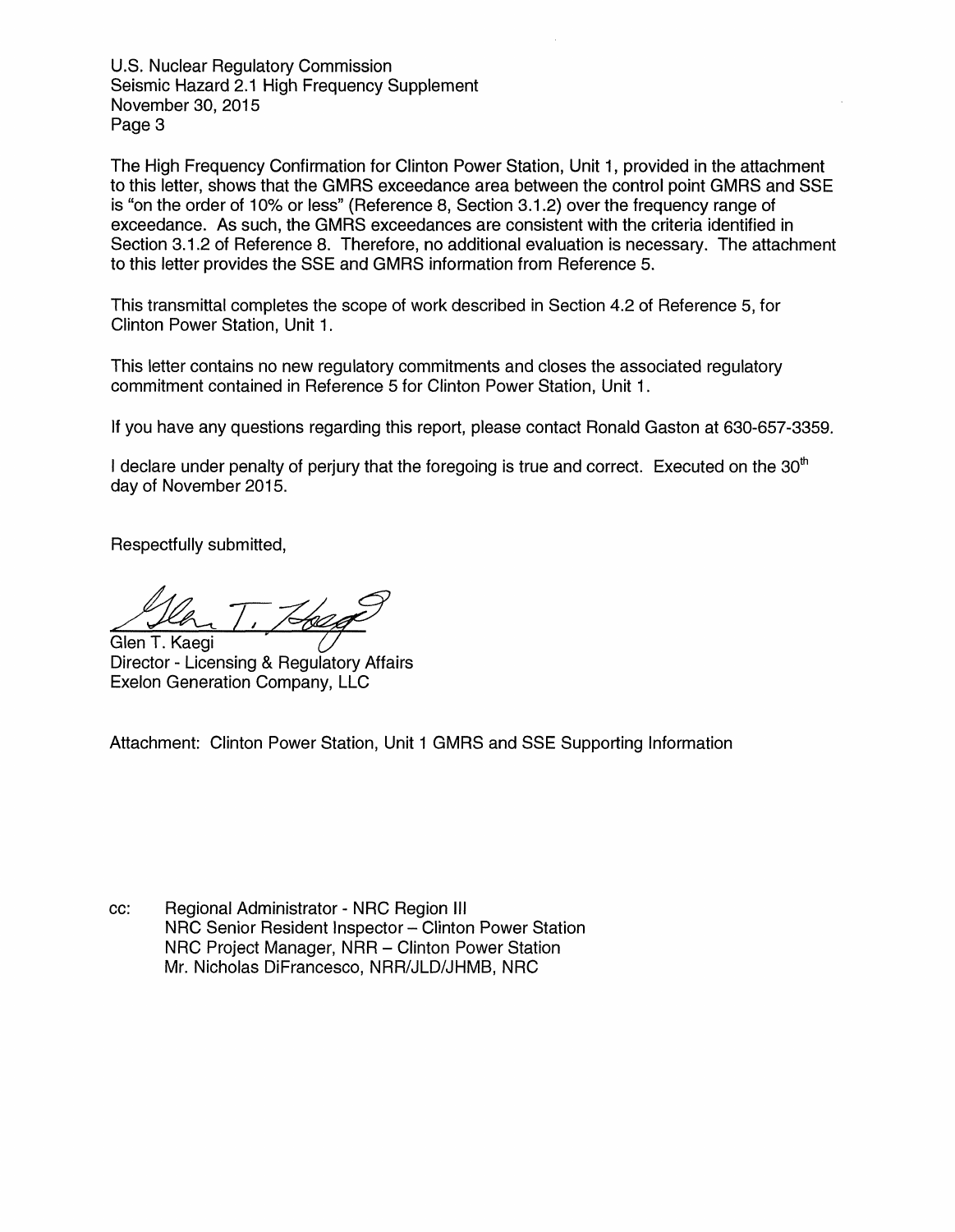The High Frequency Confirmation for Clinton Power Station, Unit 1, provided in the attachment to this letter, shows that the GMRS exceedance area between the control point GMRS and SSE is "on the order of 10% or less" (Reference 8, Section 3.1.2) over the frequency range of exceedance. As such, the GMRS exceedances are consistent with the criteria identified in Section 3.1.2 of Reference 8. Therefore, no additional evaluation is necessary. The attachment to this letter provides the SSE and GMRS information from Reference 5.

This transmittal completes the scope of work described in Section 4.2 of Reference 5, for Clinton Power Station, Unit 1.

This letter contains no new regulatory commitments and closes the associated regulatory commitment contained in Reference 5 for Clinton Power Station, Unit 1.

If you have any questions regarding this report, please contact Ronald Gaston at 630-657-3359.

I declare under penalty of perjury that the foregoing is true and correct. Executed on the 30th day of November 2015.

Respectfully submitted,

Glen T. Kaegi
Director - Licensing & Regulatory Affairs
Exelon Generation Company, LLC

Attachment: Clinton Power Station, Unit 1 GMRS and SSE Supporting Information

cc: Regional Administrator - NRC Region III
NRC Senior Resident Inspector – Clinton Power Station
NRC Project Manager, NRR – Clinton Power Station
Mr. Nicholas DiFrancesco, NRR/JLD/JHMB, NRC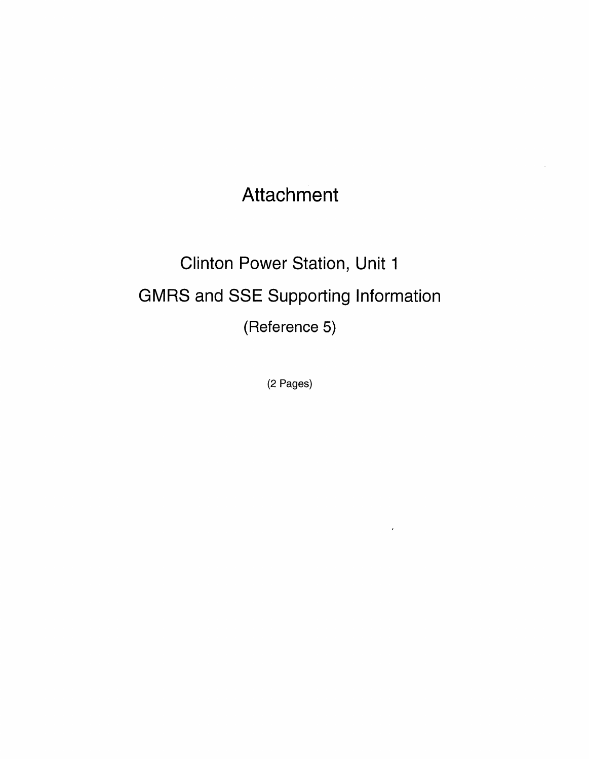# Attachment

## Clinton Power Station, Unit 1

## GMRS and SSE Supporting Information

(Reference 5)

(2 Pages)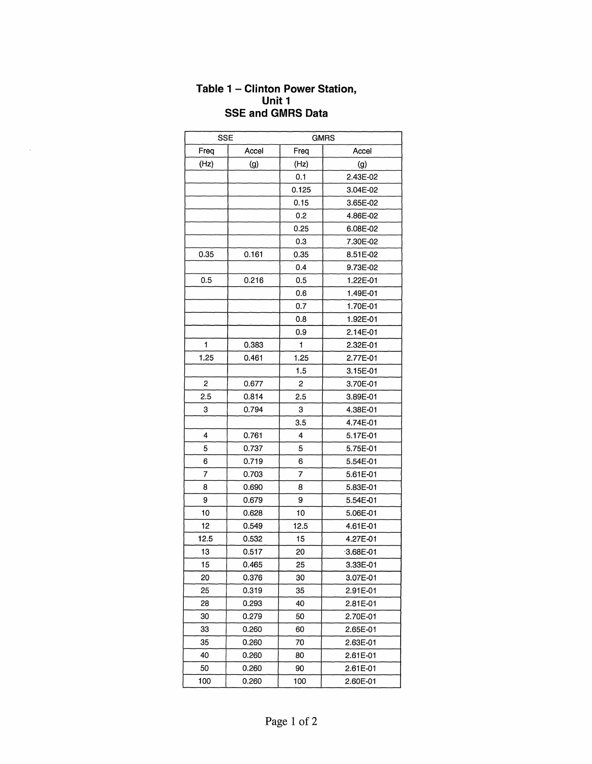## Table 1 – Clinton Power Station, Unit 1 SSE and GMRS Data

| SSE | | GMRS | |
|---|---|---|---|
| Freq | Accel | Freq | Accel |
| (Hz) | (g) | (Hz) | (g) |
| | | 0.1 | 2.43E-02 |
| | | 0.125 | 3.04E-02 |
| | | 0.15 | 3.65E-02 |
| | | 0.2 | 4.86E-02 |
| | | 0.25 | 6.08E-02 |
| | | 0.3 | 7.30E-02 |
| 0.35 | 0.161 | 0.35 | 8.51E-02 |
| | | 0.4 | 9.73E-02 |
| 0.5 | 0.216 | 0.5 | 1.22E-01 |
| | | 0.6 | 1.49E-01 |
| | | 0.7 | 1.70E-01 |
| | | 0.8 | 1.92E-01 |
| | | 0.9 | 2.14E-01 |
| 1 | 0.383 | 1 | 2.32E-01 |
| 1.25 | 0.461 | 1.25 | 2.77E-01 |
| | | 1.5 | 3.15E-01 |
| 2 | 0.677 | 2 | 3.70E-01 |
| 2.5 | 0.814 | 2.5 | 3.89E-01 |
| 3 | 0.794 | 3 | 4.38E-01 |
| | | 3.5 | 4.74E-01 |
| 4 | 0.761 | 4 | 5.17E-01 |
| 5 | 0.737 | 5 | 5.75E-01 |
| 6 | 0.719 | 6 | 5.54E-01 |
| 7 | 0.703 | 7 | 5.61E-01 |
| 8 | 0.690 | 8 | 5.83E-01 |
| 9 | 0.679 | 9 | 5.54E-01 |
| 10 | 0.628 | 10 | 5.06E-01 |
| 12 | 0.549 | 12.5 | 4.61E-01 |
| 12.5 | 0.532 | 15 | 4.27E-01 |
| 13 | 0.517 | 20 | 3.68E-01 |
| 15 | 0.465 | 25 | 3.33E-01 |
| 20 | 0.376 | 30 | 3.07E-01 |
| 25 | 0.319 | 35 | 2.91E-01 |
| 28 | 0.293 | 40 | 2.81E-01 |
| 30 | 0.279 | 50 | 2.70E-01 |
| 33 | 0.260 | 60 | 2.65E-01 |
| 35 | 0.260 | 70 | 2.63E-01 |
| 40 | 0.260 | 80 | 2.61E-01 |
| 50 | 0.260 | 90 | 2.61E-01 |
| 100 | 0.260 | 100 | 2.60E-01 |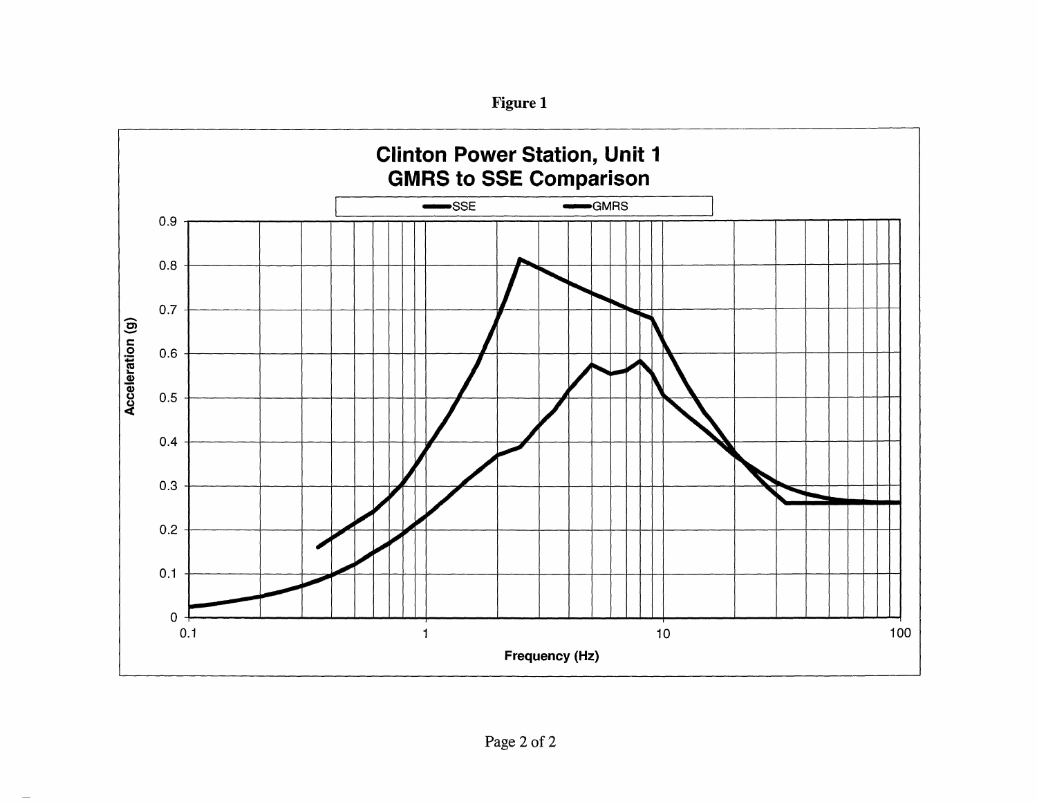**Figure 1**

**Clinton Power Station, Unit 1**
**GMRS to SSE Comparison**

SSE
GMRS

Acceleration (g)

0.9
0.8
0.7
0.6
0.5
0.4
0.3
0.2
0.1
0

0.1
1
10
100

Frequency (Hz)